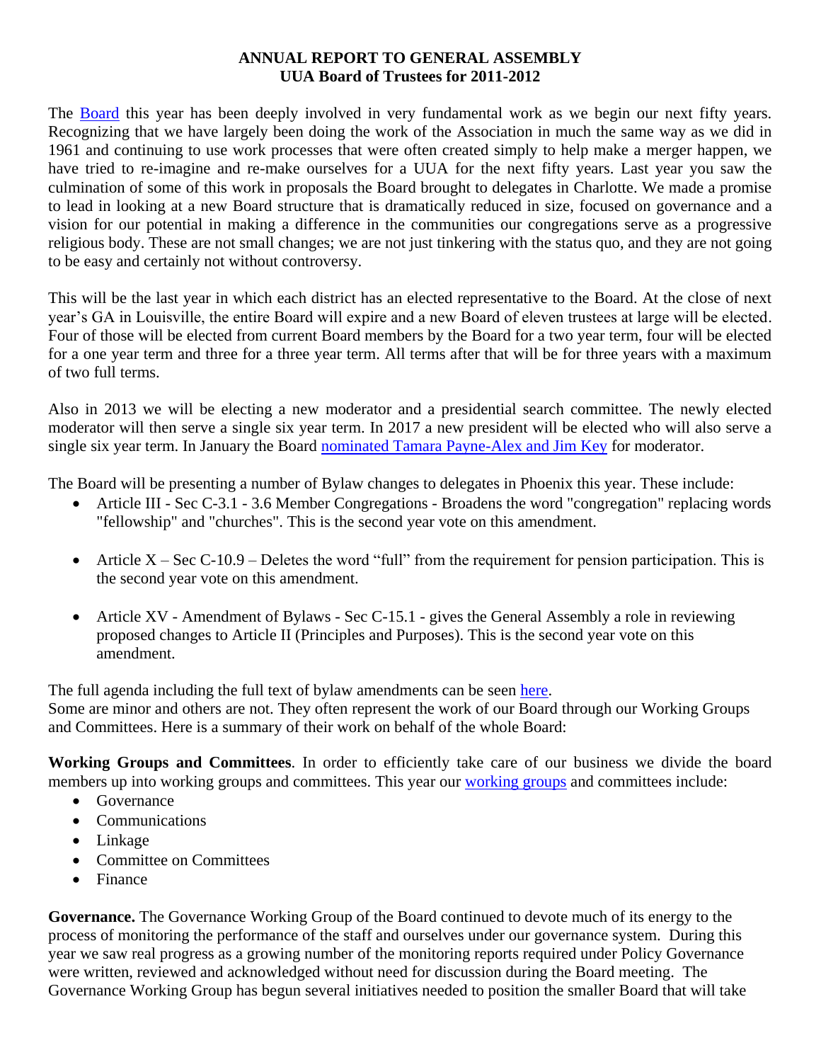**ANNUAL REPORT TO GENERAL ASSEMBLY**
**UUA Board of Trustees for 2011-2012**

The Board this year has been deeply involved in very fundamental work as we begin our next fifty years. Recognizing that we have largely been doing the work of the Association in much the same way as we did in 1961 and continuing to use work processes that were often created simply to help make a merger happen, we have tried to re-imagine and re-make ourselves for a UUA for the next fifty years. Last year you saw the culmination of some of this work in proposals the Board brought to delegates in Charlotte. We made a promise to lead in looking at a new Board structure that is dramatically reduced in size, focused on governance and a vision for our potential in making a difference in the communities our congregations serve as a progressive religious body. These are not small changes; we are not just tinkering with the status quo, and they are not going to be easy and certainly not without controversy.

This will be the last year in which each district has an elected representative to the Board. At the close of next year's GA in Louisville, the entire Board will expire and a new Board of eleven trustees at large will be elected. Four of those will be elected from current Board members by the Board for a two year term, four will be elected for a one year term and three for a three year term. All terms after that will be for three years with a maximum of two full terms.

Also in 2013 we will be electing a new moderator and a presidential search committee. The newly elected moderator will then serve a single six year term. In 2017 a new president will be elected who will also serve a single six year term. In January the Board nominated Tamara Payne-Alex and Jim Key for moderator.

The Board will be presenting a number of Bylaw changes to delegates in Phoenix this year. These include:

- Article III - Sec C-3.1 - 3.6 Member Congregations - Broadens the word "congregation" replacing words "fellowship" and "churches". This is the second year vote on this amendment.
- Article X – Sec C-10.9 – Deletes the word "full" from the requirement for pension participation. This is the second year vote on this amendment.
- Article XV - Amendment of Bylaws - Sec C-15.1 - gives the General Assembly a role in reviewing proposed changes to Article II (Principles and Purposes). This is the second year vote on this amendment.

The full agenda including the full text of bylaw amendments can be seen here.
Some are minor and others are not. They often represent the work of our Board through our Working Groups and Committees. Here is a summary of their work on behalf of the whole Board:

**Working Groups and Committees**. In order to efficiently take care of our business we divide the board members up into working groups and committees. This year our working groups and committees include:

- Governance
- Communications
- Linkage
- Committee on Committees
- Finance

**Governance.** The Governance Working Group of the Board continued to devote much of its energy to the process of monitoring the performance of the staff and ourselves under our governance system. During this year we saw real progress as a growing number of the monitoring reports required under Policy Governance were written, reviewed and acknowledged without need for discussion during the Board meeting. The Governance Working Group has begun several initiatives needed to position the smaller Board that will take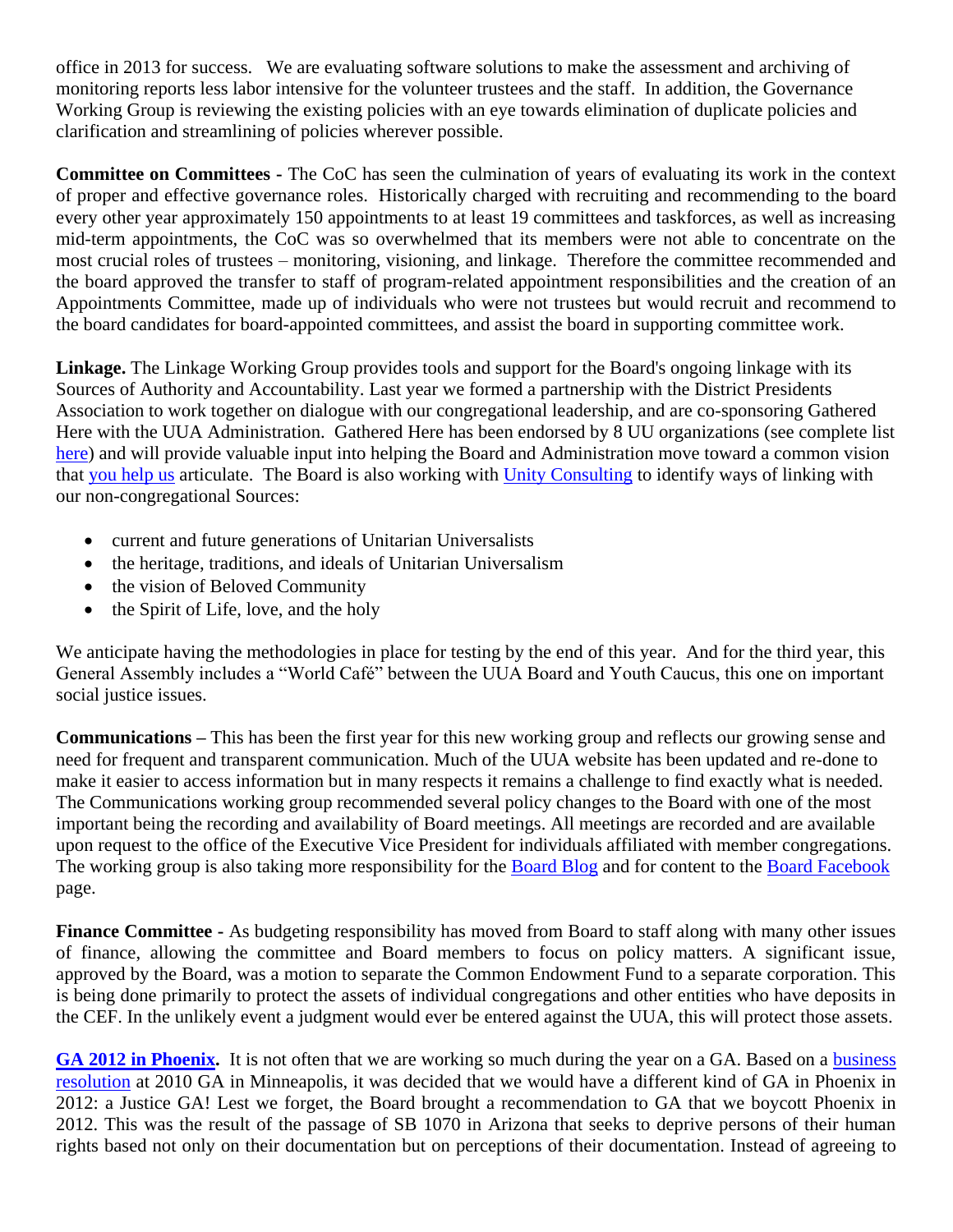office in 2013 for success. We are evaluating software solutions to make the assessment and archiving of monitoring reports less labor intensive for the volunteer trustees and the staff. In addition, the Governance Working Group is reviewing the existing policies with an eye towards elimination of duplicate policies and clarification and streamlining of policies wherever possible.

**Committee on Committees -** The CoC has seen the culmination of years of evaluating its work in the context of proper and effective governance roles. Historically charged with recruiting and recommending to the board every other year approximately 150 appointments to at least 19 committees and taskforces, as well as increasing mid-term appointments, the CoC was so overwhelmed that its members were not able to concentrate on the most crucial roles of trustees – monitoring, visioning, and linkage. Therefore the committee recommended and the board approved the transfer to staff of program-related appointment responsibilities and the creation of an Appointments Committee, made up of individuals who were not trustees but would recruit and recommend to the board candidates for board-appointed committees, and assist the board in supporting committee work.

**Linkage.** The Linkage Working Group provides tools and support for the Board's ongoing linkage with its Sources of Authority and Accountability. Last year we formed a partnership with the District Presidents Association to work together on dialogue with our congregational leadership, and are co-sponsoring Gathered Here with the UUA Administration. Gathered Here has been endorsed by 8 UU organizations (see complete list here) and will provide valuable input into helping the Board and Administration move toward a common vision that you help us articulate. The Board is also working with Unity Consulting to identify ways of linking with our non-congregational Sources:

- current and future generations of Unitarian Universalists
- the heritage, traditions, and ideals of Unitarian Universalism
- the vision of Beloved Community
- the Spirit of Life, love, and the holy

We anticipate having the methodologies in place for testing by the end of this year. And for the third year, this General Assembly includes a "World Café" between the UUA Board and Youth Caucus, this one on important social justice issues.

**Communications –** This has been the first year for this new working group and reflects our growing sense and need for frequent and transparent communication. Much of the UUA website has been updated and re-done to make it easier to access information but in many respects it remains a challenge to find exactly what is needed. The Communications working group recommended several policy changes to the Board with one of the most important being the recording and availability of Board meetings. All meetings are recorded and are available upon request to the office of the Executive Vice President for individuals affiliated with member congregations. The working group is also taking more responsibility for the Board Blog and for content to the Board Facebook page.

**Finance Committee -** As budgeting responsibility has moved from Board to staff along with many other issues of finance, allowing the committee and Board members to focus on policy matters. A significant issue, approved by the Board, was a motion to separate the Common Endowment Fund to a separate corporation. This is being done primarily to protect the assets of individual congregations and other entities who have deposits in the CEF. In the unlikely event a judgment would ever be entered against the UUA, this will protect those assets.

**GA 2012 in Phoenix.** It is not often that we are working so much during the year on a GA. Based on a business resolution at 2010 GA in Minneapolis, it was decided that we would have a different kind of GA in Phoenix in 2012: a Justice GA! Lest we forget, the Board brought a recommendation to GA that we boycott Phoenix in 2012. This was the result of the passage of SB 1070 in Arizona that seeks to deprive persons of their human rights based not only on their documentation but on perceptions of their documentation. Instead of agreeing to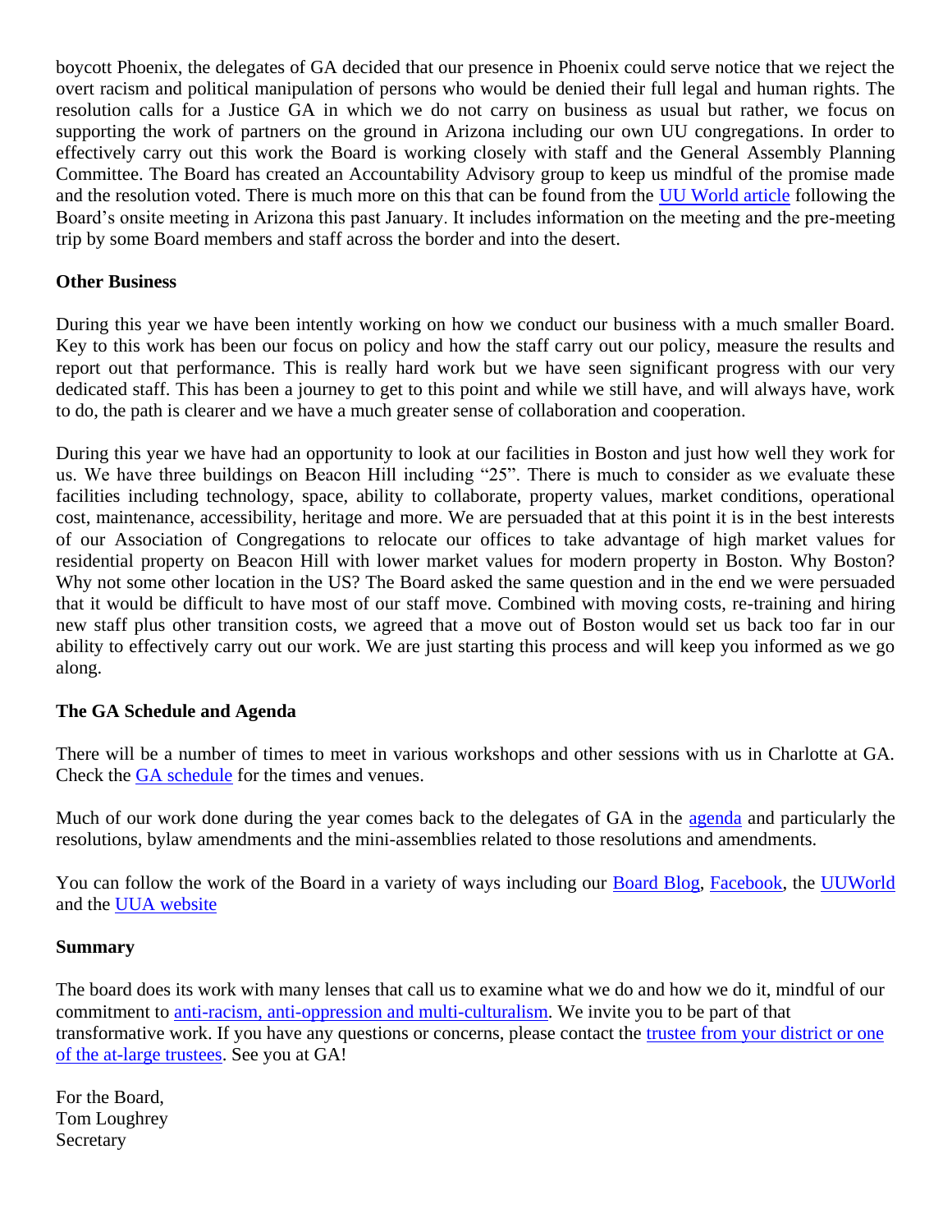boycott Phoenix, the delegates of GA decided that our presence in Phoenix could serve notice that we reject the overt racism and political manipulation of persons who would be denied their full legal and human rights. The resolution calls for a Justice GA in which we do not carry on business as usual but rather, we focus on supporting the work of partners on the ground in Arizona including our own UU congregations. In order to effectively carry out this work the Board is working closely with staff and the General Assembly Planning Committee. The Board has created an Accountability Advisory group to keep us mindful of the promise made and the resolution voted. There is much more on this that can be found from the UU World article following the Board's onsite meeting in Arizona this past January. It includes information on the meeting and the pre-meeting trip by some Board members and staff across the border and into the desert.

**Other Business**

During this year we have been intently working on how we conduct our business with a much smaller Board. Key to this work has been our focus on policy and how the staff carry out our policy, measure the results and report out that performance. This is really hard work but we have seen significant progress with our very dedicated staff. This has been a journey to get to this point and while we still have, and will always have, work to do, the path is clearer and we have a much greater sense of collaboration and cooperation.

During this year we have had an opportunity to look at our facilities in Boston and just how well they work for us. We have three buildings on Beacon Hill including "25". There is much to consider as we evaluate these facilities including technology, space, ability to collaborate, property values, market conditions, operational cost, maintenance, accessibility, heritage and more. We are persuaded that at this point it is in the best interests of our Association of Congregations to relocate our offices to take advantage of high market values for residential property on Beacon Hill with lower market values for modern property in Boston. Why Boston? Why not some other location in the US? The Board asked the same question and in the end we were persuaded that it would be difficult to have most of our staff move. Combined with moving costs, re-training and hiring new staff plus other transition costs, we agreed that a move out of Boston would set us back too far in our ability to effectively carry out our work. We are just starting this process and will keep you informed as we go along.

**The GA Schedule and Agenda**

There will be a number of times to meet in various workshops and other sessions with us in Charlotte at GA. Check the GA schedule for the times and venues.

Much of our work done during the year comes back to the delegates of GA in the agenda and particularly the resolutions, bylaw amendments and the mini-assemblies related to those resolutions and amendments.

You can follow the work of the Board in a variety of ways including our Board Blog, Facebook, the UUWorld and the UUA website

**Summary**

The board does its work with many lenses that call us to examine what we do and how we do it, mindful of our commitment to anti-racism, anti-oppression and multi-culturalism. We invite you to be part of that transformative work. If you have any questions or concerns, please contact the trustee from your district or one of the at-large trustees. See you at GA!

For the Board,
Tom Loughrey
Secretary